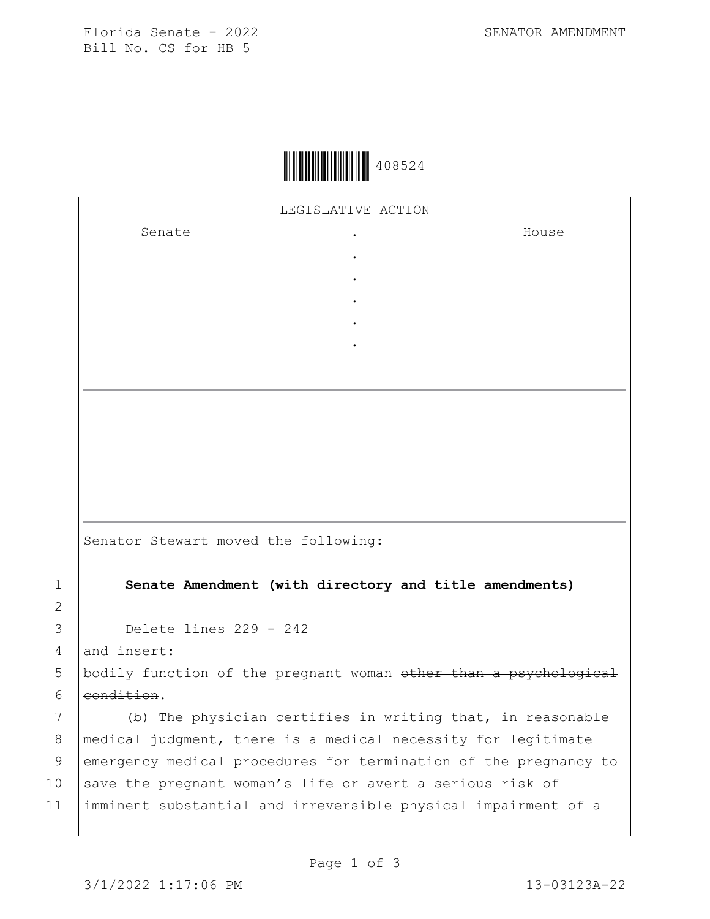Florida Senate - 2022
Bill No. CS for HB 5

SENATOR AMENDMENT

408524

LEGISLATIVE ACTION

| Senate | . | House |
|---|---|---|
| | . | |
| | . | |
| | . | |
| | . | |
| | . | |

Senator Stewart moved the following:

1 **Senate Amendment (with directory and title amendments)**

2

3 Delete lines 229 - 242

4 and insert:

5 bodily function of the pregnant woman ~~other than a psychological~~

6 ~~condition~~.

7 (b) The physician certifies in writing that, in reasonable

8 medical judgment, there is a medical necessity for legitimate

9 emergency medical procedures for termination of the pregnancy to

10 save the pregnant woman's life or avert a serious risk of

11 imminent substantial and irreversible physical impairment of a

3/1/2022 1:17:06 PM 13-03123A-22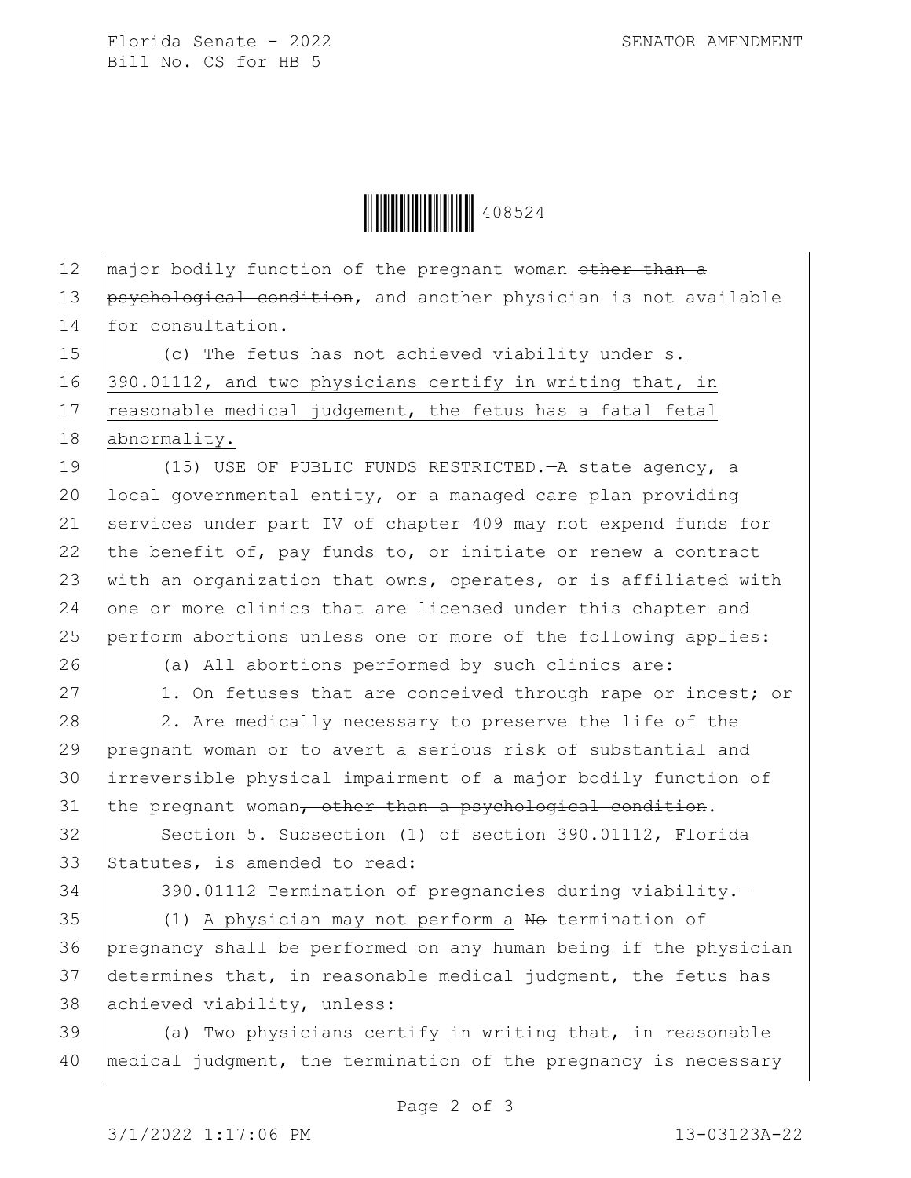12 major bodily function of the pregnant woman ~~other than a~~
13 ~~psychological condition~~, and another physician is not available
14 for consultation.

15 <u>(c) The fetus has not achieved viability under s.</u>
16 <u>390.01112, and two physicians certify in writing that, in</u>
17 <u>reasonable medical judgement, the fetus has a fatal fetal</u>
18 <u>abnormality.</u>

19 (15) USE OF PUBLIC FUNDS RESTRICTED.—A state agency, a
20 local governmental entity, or a managed care plan providing
21 services under part IV of chapter 409 may not expend funds for
22 the benefit of, pay funds to, or initiate or renew a contract
23 with an organization that owns, operates, or is affiliated with
24 one or more clinics that are licensed under this chapter and
25 perform abortions unless one or more of the following applies:

26 (a) All abortions performed by such clinics are:

27 1. On fetuses that are conceived through rape or incest; or

28 2. Are medically necessary to preserve the life of the
29 pregnant woman or to avert a serious risk of substantial and
30 irreversible physical impairment of a major bodily function of
31 the pregnant woman~~, other than a psychological condition~~.

32 Section 5. Subsection (1) of section 390.01112, Florida
33 Statutes, is amended to read:

34 390.01112 Termination of pregnancies during viability.—

35 (1) <u>A physician may not perform a</u> ~~No~~ termination of
36 pregnancy ~~shall be performed on any human being~~ if the physician
37 determines that, in reasonable medical judgment, the fetus has
38 achieved viability, unless:

39 (a) Two physicians certify in writing that, in reasonable
40 medical judgment, the termination of the pregnancy is necessary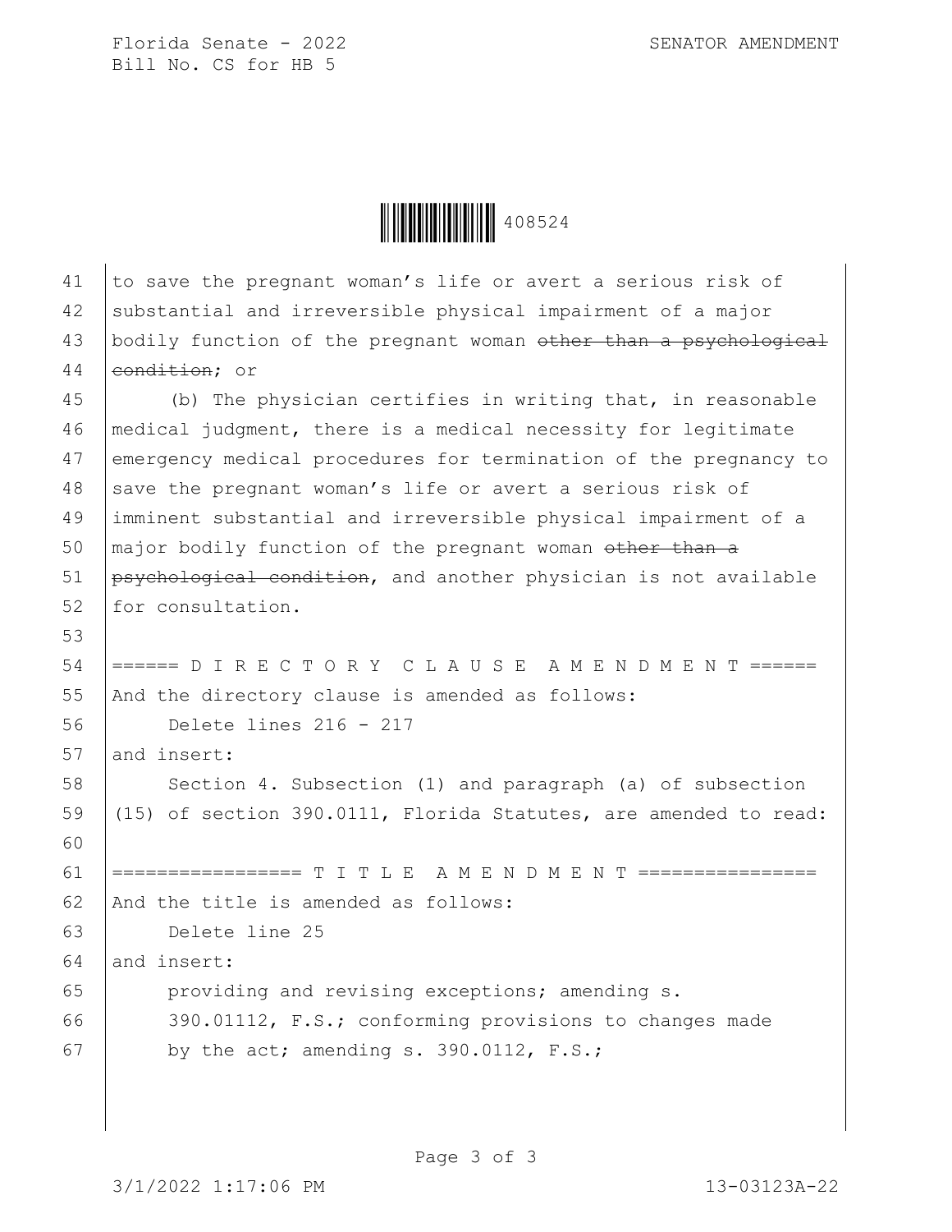to save the pregnant woman's life or avert a serious risk of substantial and irreversible physical impairment of a major bodily function of the pregnant woman ~~other than a psychological condition~~; or

(b) The physician certifies in writing that, in reasonable medical judgment, there is a medical necessity for legitimate emergency medical procedures for termination of the pregnancy to save the pregnant woman's life or avert a serious risk of imminent substantial and irreversible physical impairment of a major bodily function of the pregnant woman ~~other than a psychological condition~~, and another physician is not available for consultation.

====== D I R E C T O R Y C L A U S E A M E N D M E N T ======

And the directory clause is amended as follows:

Delete lines 216 - 217

and insert:

Section 4. Subsection (1) and paragraph (a) of subsection (15) of section 390.0111, Florida Statutes, are amended to read:

================= T I T L E A M E N D M E N T ================

And the title is amended as follows:

Delete line 25

and insert:

providing and revising exceptions; amending s. 390.01112, F.S.; conforming provisions to changes made by the act; amending s. 390.0112, F.S.;